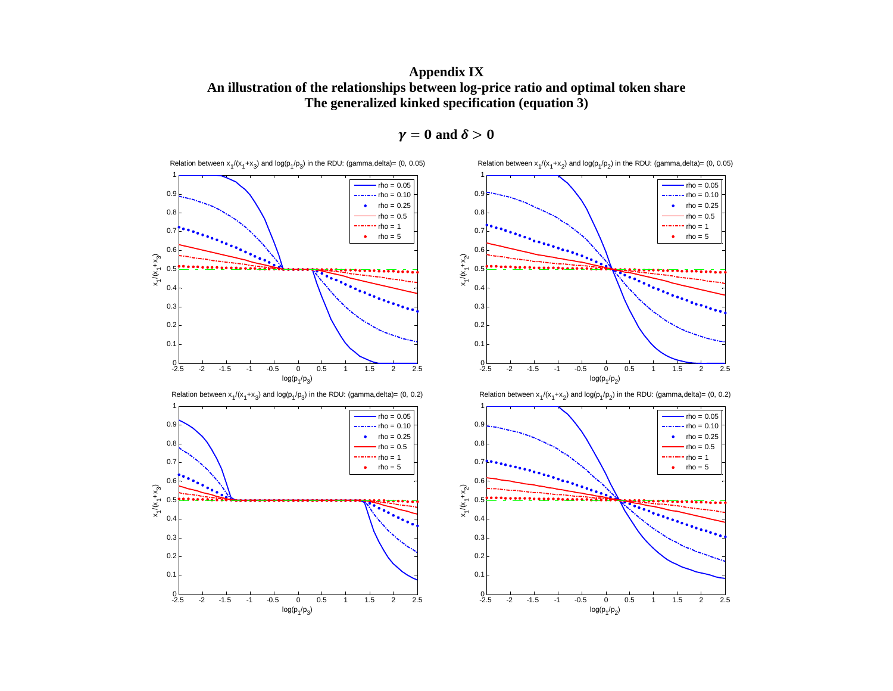# Appendix IX

## An illustration of the relationships between log-price ratio and optimal token share

## The generalized kinked specification (equation 3)

### $\gamma = 0$ and $\delta > 0$

Relation between $x_1/(x_1+x_3)$ and $\log(p_1/p_3)$ in the RDU: (gamma,delta)= (0, 0.05)

Relation between $x_1/(x_1+x_2)$ and $\log(p_1/p_2)$ in the RDU: (gamma,delta)= (0, 0.05)

Relation between $x_1/(x_1+x_3)$ and $\log(p_1/p_3)$ in the RDU: (gamma,delta)= (0, 0.2)

Relation between $x_1/(x_1+x_2)$ and $\log(p_1/p_2)$ in the RDU: (gamma,delta)= (0, 0.2)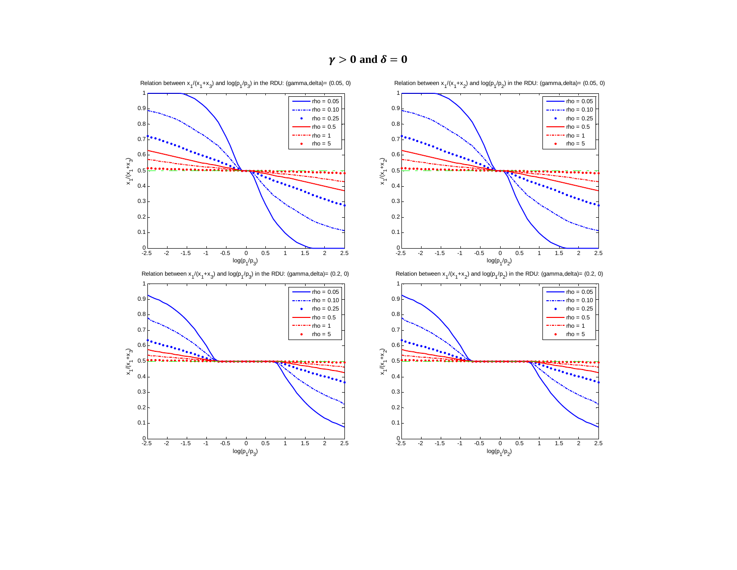# $\gamma > 0$ and $\delta = 0$

Relation between $x_1/(x_1+x_3)$ and $\log(p_1/p_3)$ in the RDU: (gamma,delta)= (0.05, 0)

Relation between $x_1/(x_1+x_2)$ and $\log(p_1/p_2)$ in the RDU: (gamma,delta)= (0.05, 0)

Relation between $x_1/(x_1+x_3)$ and $\log(p_1/p_3)$ in the RDU: (gamma,delta)= (0.2, 0)

Relation between $x_1/(x_1+x_2)$ and $\log(p_1/p_2)$ in the RDU: (gamma,delta)= (0.2, 0)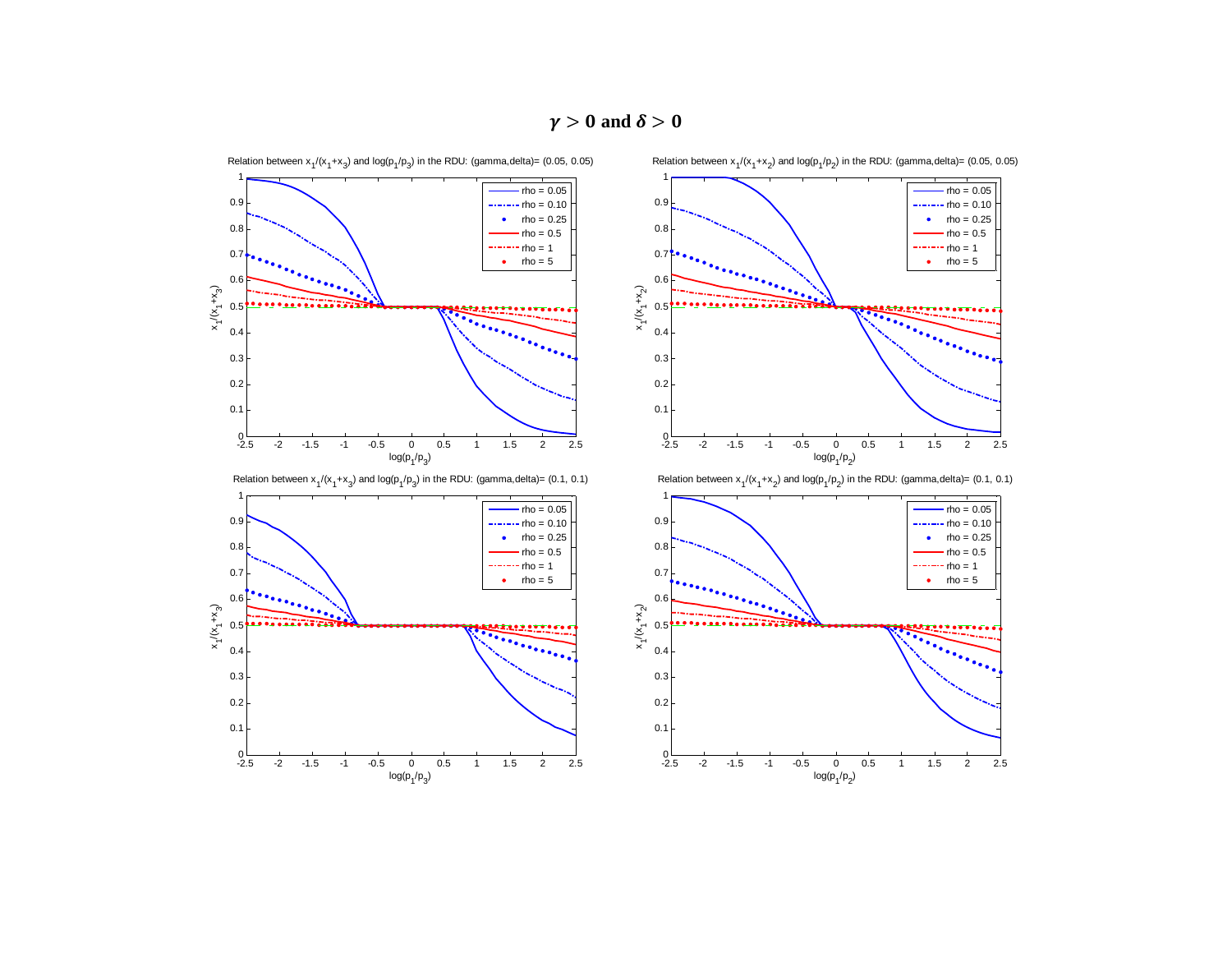## $\gamma > 0$ and $\delta > 0$

Relation between $x_1/(x_1+x_3)$ and $\log(p_1/p_3)$ in the RDU: (gamma,delta)= (0.05, 0.05)

Relation between $x_1/(x_1+x_2)$ and $\log(p_1/p_2)$ in the RDU: (gamma,delta)= (0.05, 0.05)

Relation between $x_1/(x_1+x_3)$ and $\log(p_1/p_3)$ in the RDU: (gamma,delta)= (0.1, 0.1)

Relation between $x_1/(x_1+x_2)$ and $\log(p_1/p_2)$ in the RDU: (gamma,delta)= (0.1, 0.1)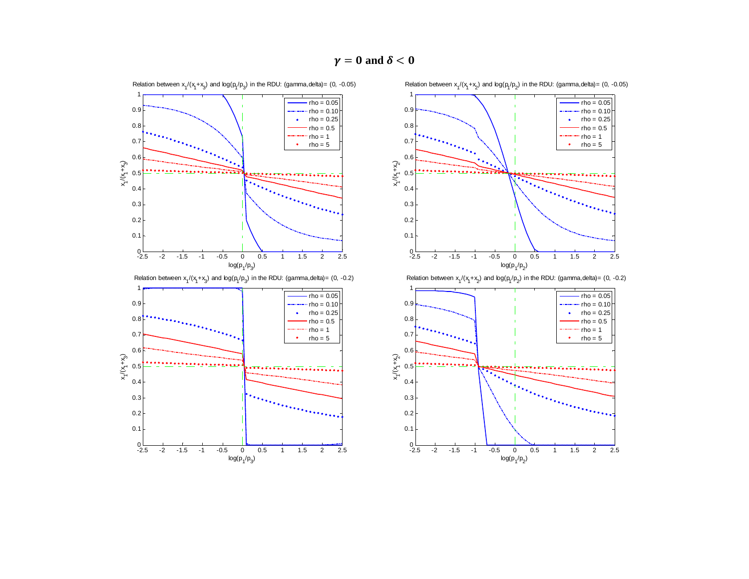## $\gamma = 0$ and $\delta < 0$

Relation between $x_1/(x_1+x_3)$ and $\log(p_1/p_3)$ in the RDU: (gamma,delta)= (0, -0.05)

Relation between $x_1/(x_1+x_2)$ and $\log(p_1/p_2)$ in the RDU: (gamma,delta)= (0, -0.05)

Relation between $x_1/(x_1+x_3)$ and $\log(p_1/p_3)$ in the RDU: (gamma,delta)= (0, -0.2)

Relation between $x_1/(x_1+x_2)$ and $\log(p_1/p_2)$ in the RDU: (gamma,delta)= (0, -0.2)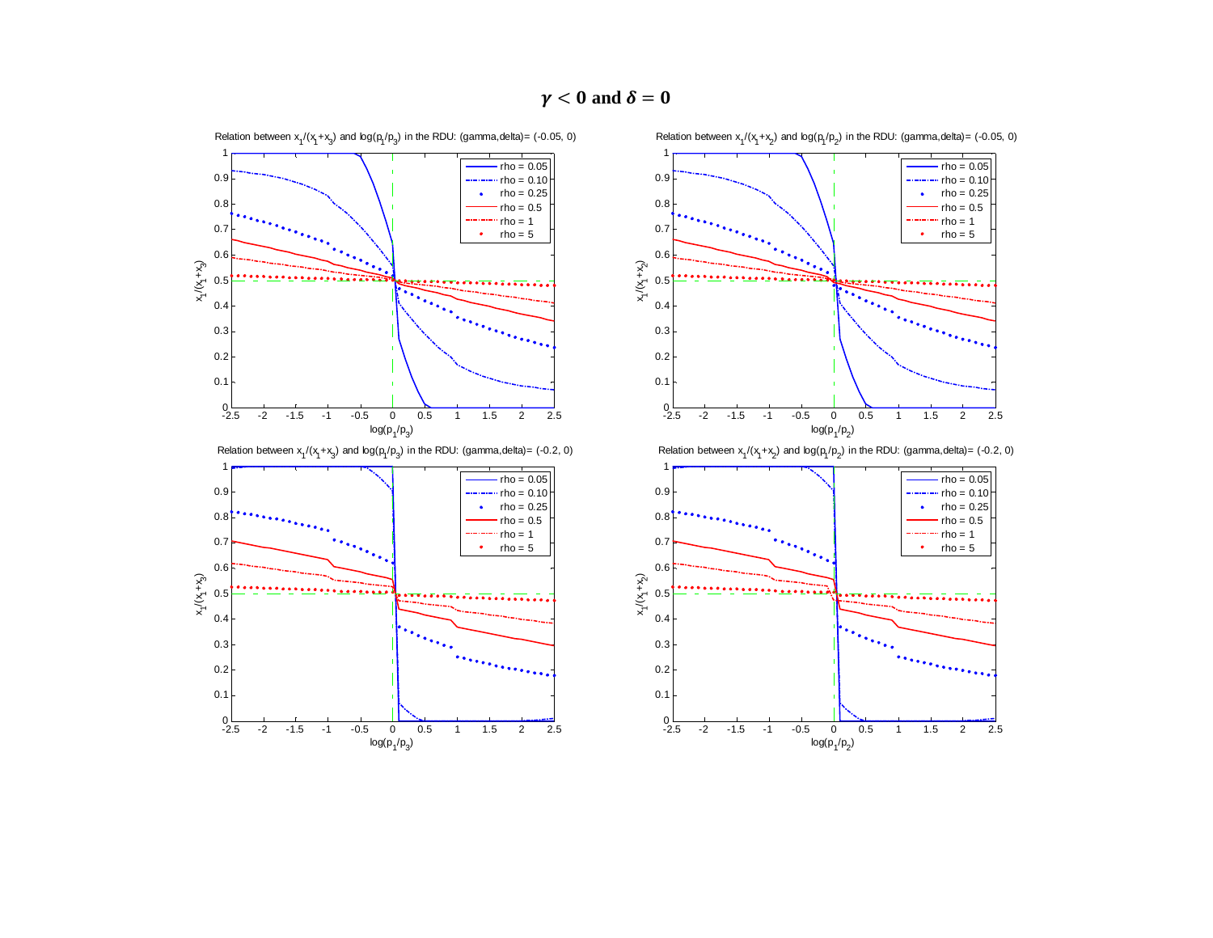# $\gamma < 0$ and $\delta = 0$

Relation between $x_1/(x_1+x_3)$ and $\log(p_1/p_3)$ in the RDU: (gamma,delta)= (-0.05, 0)

Relation between $x_1/(x_1+x_2)$ and $\log(p_1/p_2)$ in the RDU: (gamma,delta)= (-0.05, 0)

Relation between $x_1/(x_1+x_3)$ and $\log(p_1/p_3)$ in the RDU: (gamma,delta)= (-0.2, 0)

Relation between $x_1/(x_1+x_2)$ and $\log(p_1/p_2)$ in the RDU: (gamma,delta)= (-0.2, 0)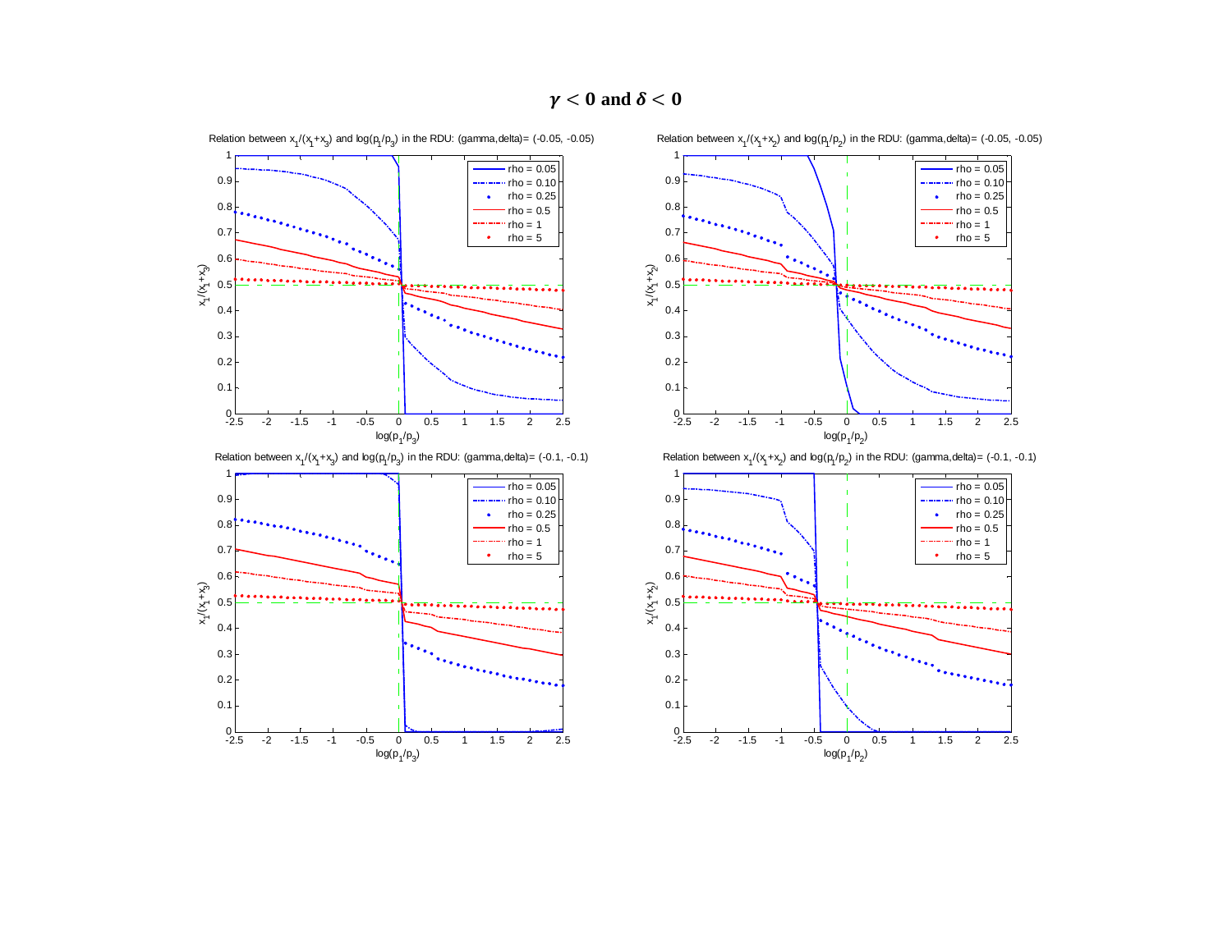# $\gamma < 0$ and $\delta < 0$

Relation between $x_1/(x_1+x_3)$ and $\log(p_1/p_3)$ in the RDU: (gamma,delta)= (-0.05, -0.05)

rho = 0.05
rho = 0.10
rho = 0.25
rho = 0.5
rho = 1
rho = 5

$x_1/(x_1+x_3)$

$\log(p_1/p_3)$

1 0.9 0.8 0.7 0.6 0.5 0.4 0.3 0.2 0.1 0

-2.5 -2 -1.5 -1 -0.5 0 0.5 1 1.5 2 2.5

Relation between $x_1/(x_1+x_2)$ and $\log(p_1/p_2)$ in the RDU: (gamma,delta)= (-0.05, -0.05)

rho = 0.05
rho = 0.10
rho = 0.25
rho = 0.5
rho = 1
rho = 5

$x_1/(x_1+x_2)$

$\log(p_1/p_2)$

1 0.9 0.8 0.7 0.6 0.5 0.4 0.3 0.2 0.1 0

-2.5 -2 -1.5 -1 -0.5 0 0.5 1 1.5 2 2.5

Relation between $x_1/(x_1+x_3)$ and $\log(p_1/p_3)$ in the RDU: (gamma,delta)= (-0.1, -0.1)

rho = 0.05
rho = 0.10
rho = 0.25
rho = 0.5
rho = 1
rho = 5

$x_1/(x_1+x_3)$

$\log(p_1/p_3)$

1 0.9 0.8 0.7 0.6 0.5 0.4 0.3 0.2 0.1 0

-2.5 -2 -1.5 -1 -0.5 0 0.5 1 1.5 2 2.5

Relation between $x_1/(x_1+x_2)$ and $\log(p_1/p_2)$ in the RDU: (gamma,delta)= (-0.1, -0.1)

rho = 0.05
rho = 0.10
rho = 0.25
rho = 0.5
rho = 1
rho = 5

$x_1/(x_1+x_2)$

$\log(p_1/p_2)$

1 0.9 0.8 0.7 0.6 0.5 0.4 0.3 0.2 0.1 0

-2.5 -2 -1.5 -1 -0.5 0 0.5 1 1.5 2 2.5